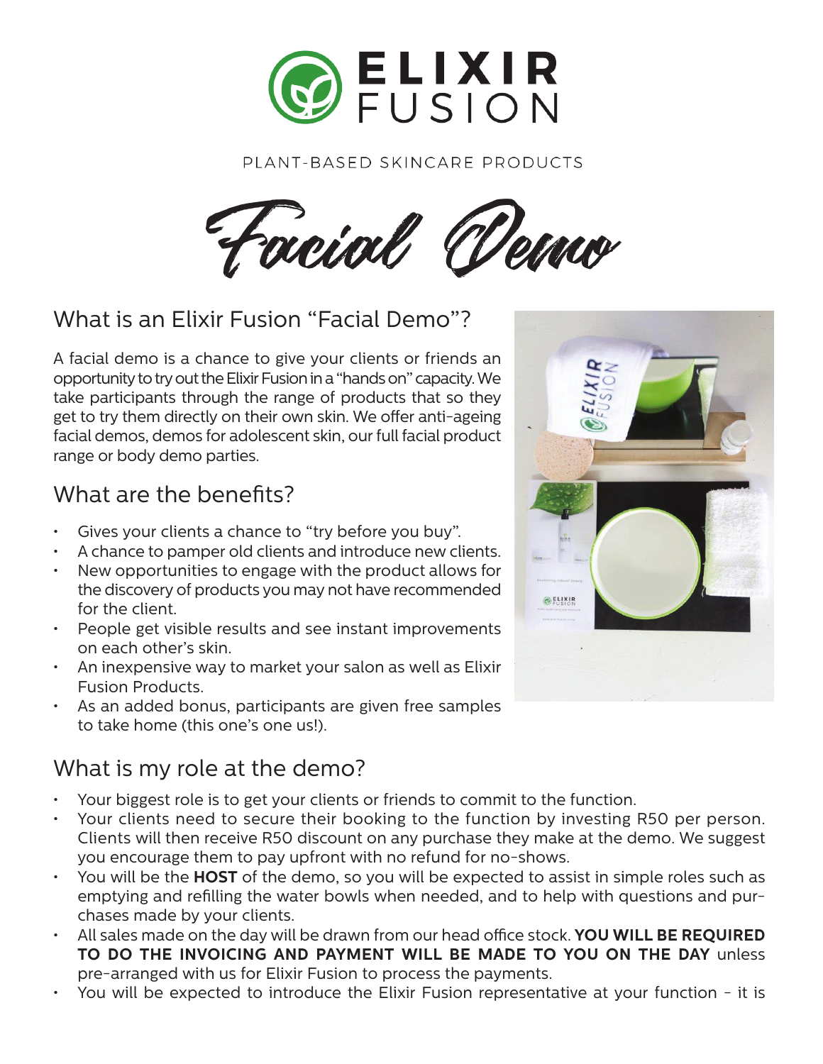# ELIXIR FUSION

PLANT-BASED SKINCARE PRODUCTS

# Facial Demo

## What is an Elixir Fusion "Facial Demo"?

A facial demo is a chance to give your clients or friends an opportunity to try out the Elixir Fusion in a "hands on" capacity. We take participants through the range of products that so they get to try them directly on their own skin. We offer anti-ageing facial demos, demos for adolescent skin, our full facial product range or body demo parties.

## What are the benefits?

- Gives your clients a chance to "try before you buy".
- A chance to pamper old clients and introduce new clients.
- New opportunities to engage with the product allows for the discovery of products you may not have recommended for the client.
- People get visible results and see instant improvements on each other's skin.
- An inexpensive way to market your salon as well as Elixir Fusion Products.
- As an added bonus, participants are given free samples to take home (this one's one us!).

## What is my role at the demo?

- Your biggest role is to get your clients or friends to commit to the function.
- Your clients need to secure their booking to the function by investing R50 per person. Clients will then receive R50 discount on any purchase they make at the demo. We suggest you encourage them to pay upfront with no refund for no-shows.
- You will be the **HOST** of the demo, so you will be expected to assist in simple roles such as emptying and refilling the water bowls when needed, and to help with questions and purchases made by your clients.
- All sales made on the day will be drawn from our head office stock. **YOU WILL BE REQUIRED TO DO THE INVOICING AND PAYMENT WILL BE MADE TO YOU ON THE DAY** unless pre-arranged with us for Elixir Fusion to process the payments.
- You will be expected to introduce the Elixir Fusion representative at your function - it is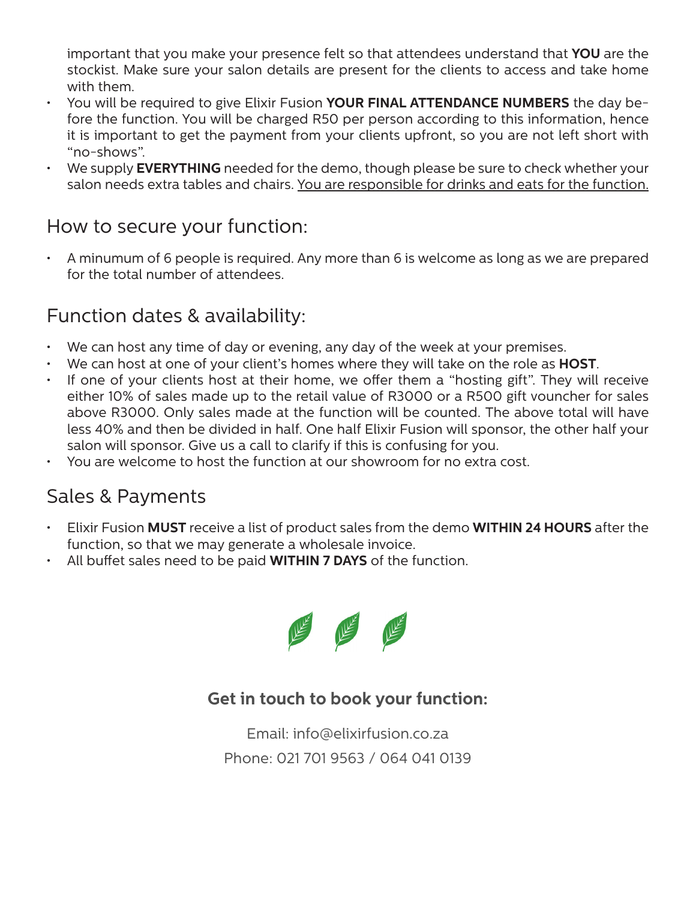important that you make your presence felt so that attendees understand that **YOU** are the stockist. Make sure your salon details are present for the clients to access and take home with them.

- You will be required to give Elixir Fusion **YOUR FINAL ATTENDANCE NUMBERS** the day before the function. You will be charged R50 per person according to this information, hence it is important to get the payment from your clients upfront, so you are not left short with "no-shows".
- We supply **EVERYTHING** needed for the demo, though please be sure to check whether your salon needs extra tables and chairs. <u>You are responsible for drinks and eats for the function.</u>

## How to secure your function:

- A minumum of 6 people is required. Any more than 6 is welcome as long as we are prepared for the total number of attendees.

## Function dates & availability:

- We can host any time of day or evening, any day of the week at your premises.
- We can host at one of your client's homes where they will take on the role as **HOST**.
- If one of your clients host at their home, we offer them a "hosting gift". They will receive either 10% of sales made up to the retail value of R3000 or a R500 gift vouncher for sales above R3000. Only sales made at the function will be counted. The above total will have less 40% and then be divided in half. One half Elixir Fusion will sponsor, the other half your salon will sponsor. Give us a call to clarify if this is confusing for you.
- You are welcome to host the function at our showroom for no extra cost.

## Sales & Payments

- Elixir Fusion **MUST** receive a list of product sales from the demo **WITHIN 24 HOURS** after the function, so that we may generate a wholesale invoice.
- All buffet sales need to be paid **WITHIN 7 DAYS** of the function.

**Get in touch to book your function:**

Email: info@elixirfusion.co.za

Phone: 021 701 9563 / 064 041 0139